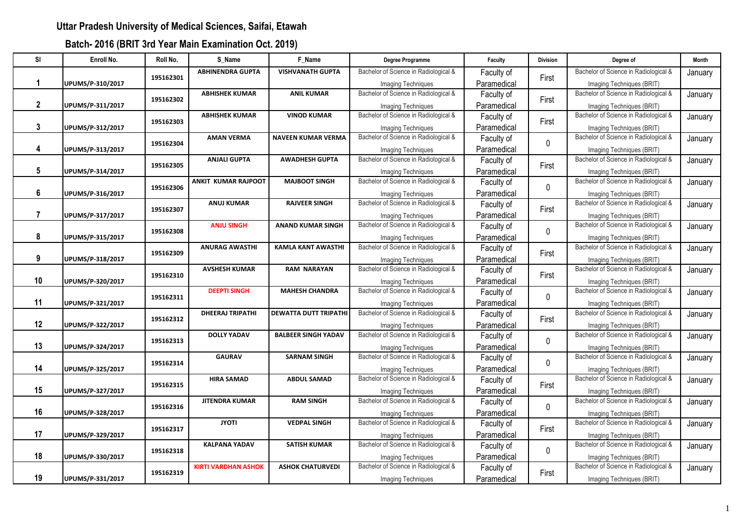## Uttar Pradesh University of Medical Sciences, Saifai, Etawah

### Batch- 2016 (BRIT 3rd Year Main Examination Oct. 2019)

| Sl | Enroll No. | Roll No. | S_Name | F_Name | Degree Programme | Faculty | Division | Degree of | Month |
|---|---|---|---|---|---|---|---|---|---|
| 1 | UPUMS/P-310/2017 | 195162301 | ABHINENDRA GUPTA | VISHVANATH GUPTA | Bachelor of Science in Radiological & Imaging Techniques | Faculty of Paramedical | First | Bachelor of Science in Radiological & Imaging Techniques (BRIT) | January |
| 2 | UPUMS/P-311/2017 | 195162302 | ABHISHEK KUMAR | ANIL KUMAR | Bachelor of Science in Radiological & Imaging Techniques | Faculty of Paramedical | First | Bachelor of Science in Radiological & Imaging Techniques (BRIT) | January |
| 3 | UPUMS/P-312/2017 | 195162303 | ABHISHEK KUMAR | VINOD KUMAR | Bachelor of Science in Radiological & Imaging Techniques | Faculty of Paramedical | First | Bachelor of Science in Radiological & Imaging Techniques (BRIT) | January |
| 4 | UPUMS/P-313/2017 | 195162304 | AMAN VERMA | NAVEEN KUMAR VERMA | Bachelor of Science in Radiological & Imaging Techniques | Faculty of Paramedical | 0 | Bachelor of Science in Radiological & Imaging Techniques (BRIT) | January |
| 5 | UPUMS/P-314/2017 | 195162305 | ANJALI GUPTA | AWADHESH GUPTA | Bachelor of Science in Radiological & Imaging Techniques | Faculty of Paramedical | First | Bachelor of Science in Radiological & Imaging Techniques (BRIT) | January |
| 6 | UPUMS/P-316/2017 | 195162306 | ANKIT KUMAR RAJPOOT | MAJBOOT SINGH | Bachelor of Science in Radiological & Imaging Techniques | Faculty of Paramedical | 0 | Bachelor of Science in Radiological & Imaging Techniques (BRIT) | January |
| 7 | UPUMS/P-317/2017 | 195162307 | ANUJ KUMAR | RAJVEER SINGH | Bachelor of Science in Radiological & Imaging Techniques | Faculty of Paramedical | First | Bachelor of Science in Radiological & Imaging Techniques (BRIT) | January |
| 8 | UPUMS/P-315/2017 | 195162308 | ANJU SINGH | ANAND KUMAR SINGH | Bachelor of Science in Radiological & Imaging Techniques | Faculty of Paramedical | 0 | Bachelor of Science in Radiological & Imaging Techniques (BRIT) | January |
| 9 | UPUMS/P-318/2017 | 195162309 | ANURAG AWASTHI | KAMLA KANT AWASTHI | Bachelor of Science in Radiological & Imaging Techniques | Faculty of Paramedical | First | Bachelor of Science in Radiological & Imaging Techniques (BRIT) | January |
| 10 | UPUMS/P-320/2017 | 195162310 | AVSHESH KUMAR | RAM NARAYAN | Bachelor of Science in Radiological & Imaging Techniques | Faculty of Paramedical | First | Bachelor of Science in Radiological & Imaging Techniques (BRIT) | January |
| 11 | UPUMS/P-321/2017 | 195162311 | DEEPTI SINGH | MAHESH CHANDRA | Bachelor of Science in Radiological & Imaging Techniques | Faculty of Paramedical | 0 | Bachelor of Science in Radiological & Imaging Techniques (BRIT) | January |
| 12 | UPUMS/P-322/2017 | 195162312 | DHEERAJ TRIPATHI | DEWATTA DUTT TRIPATHI | Bachelor of Science in Radiological & Imaging Techniques | Faculty of Paramedical | First | Bachelor of Science in Radiological & Imaging Techniques (BRIT) | January |
| 13 | UPUMS/P-324/2017 | 195162313 | DOLLY YADAV | BALBEER SINGH YADAV | Bachelor of Science in Radiological & Imaging Techniques | Faculty of Paramedical | 0 | Bachelor of Science in Radiological & Imaging Techniques (BRIT) | January |
| 14 | UPUMS/P-325/2017 | 195162314 | GAURAV | SARNAM SINGH | Bachelor of Science in Radiological & Imaging Techniques | Faculty of Paramedical | 0 | Bachelor of Science in Radiological & Imaging Techniques (BRIT) | January |
| 15 | UPUMS/P-327/2017 | 195162315 | HIRA SAMAD | ABDUL SAMAD | Bachelor of Science in Radiological & Imaging Techniques | Faculty of Paramedical | First | Bachelor of Science in Radiological & Imaging Techniques (BRIT) | January |
| 16 | UPUMS/P-328/2017 | 195162316 | JITENDRA KUMAR | RAM SINGH | Bachelor of Science in Radiological & Imaging Techniques | Faculty of Paramedical | 0 | Bachelor of Science in Radiological & Imaging Techniques (BRIT) | January |
| 17 | UPUMS/P-329/2017 | 195162317 | JYOTI | VEDPAL SINGH | Bachelor of Science in Radiological & Imaging Techniques | Faculty of Paramedical | First | Bachelor of Science in Radiological & Imaging Techniques (BRIT) | January |
| 18 | UPUMS/P-330/2017 | 195162318 | KALPANA YADAV | SATISH KUMAR | Bachelor of Science in Radiological & Imaging Techniques | Faculty of Paramedical | 0 | Bachelor of Science in Radiological & Imaging Techniques (BRIT) | January |
| 19 | UPUMS/P-331/2017 | 195162319 | KIRTI VARDHAN ASHOK | ASHOK CHATURVEDI | Bachelor of Science in Radiological & Imaging Techniques | Faculty of Paramedical | First | Bachelor of Science in Radiological & Imaging Techniques (BRIT) | January |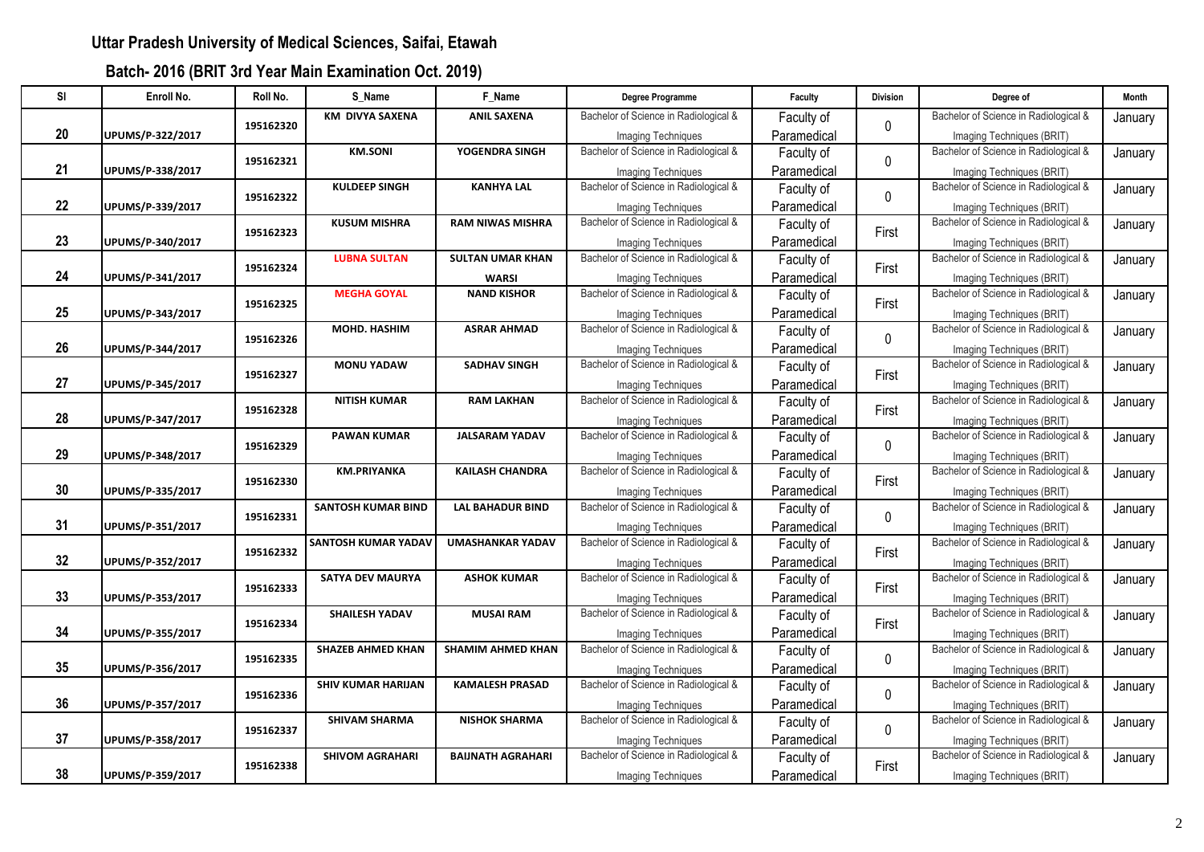## Uttar Pradesh University of Medical Sciences, Saifai, Etawah

### Batch- 2016 (BRIT 3rd Year Main Examination Oct. 2019)

| Sl | Enroll No. | Roll No. | S_Name | F_Name | Degree Programme | Faculty | Division | Degree of | Month |
|---|---|---|---|---|---|---|---|---|---|
| 20 | UPUMS/P-322/2017 | 195162320 | KM DIVYA SAXENA | ANIL SAXENA | Bachelor of Science in Radiological & Imaging Techniques | Faculty of Paramedical | 0 | Bachelor of Science in Radiological & Imaging Techniques (BRIT) | January |
| 21 | UPUMS/P-338/2017 | 195162321 | KM.SONI | YOGENDRA SINGH | Bachelor of Science in Radiological & Imaging Techniques | Faculty of Paramedical | 0 | Bachelor of Science in Radiological & Imaging Techniques (BRIT) | January |
| 22 | UPUMS/P-339/2017 | 195162322 | KULDEEP SINGH | KANHYA LAL | Bachelor of Science in Radiological & Imaging Techniques | Faculty of Paramedical | 0 | Bachelor of Science in Radiological & Imaging Techniques (BRIT) | January |
| 23 | UPUMS/P-340/2017 | 195162323 | KUSUM MISHRA | RAM NIWAS MISHRA | Bachelor of Science in Radiological & Imaging Techniques | Faculty of Paramedical | First | Bachelor of Science in Radiological & Imaging Techniques (BRIT) | January |
| 24 | UPUMS/P-341/2017 | 195162324 | LUBNA SULTAN | SULTAN UMAR KHAN WARSI | Bachelor of Science in Radiological & Imaging Techniques | Faculty of Paramedical | First | Bachelor of Science in Radiological & Imaging Techniques (BRIT) | January |
| 25 | UPUMS/P-343/2017 | 195162325 | MEGHA GOYAL | NAND KISHOR | Bachelor of Science in Radiological & Imaging Techniques | Faculty of Paramedical | First | Bachelor of Science in Radiological & Imaging Techniques (BRIT) | January |
| 26 | UPUMS/P-344/2017 | 195162326 | MOHD. HASHIM | ASRAR AHMAD | Bachelor of Science in Radiological & Imaging Techniques | Faculty of Paramedical | 0 | Bachelor of Science in Radiological & Imaging Techniques (BRIT) | January |
| 27 | UPUMS/P-345/2017 | 195162327 | MONU YADAW | SADHAV SINGH | Bachelor of Science in Radiological & Imaging Techniques | Faculty of Paramedical | First | Bachelor of Science in Radiological & Imaging Techniques (BRIT) | January |
| 28 | UPUMS/P-347/2017 | 195162328 | NITISH KUMAR | RAM LAKHAN | Bachelor of Science in Radiological & Imaging Techniques | Faculty of Paramedical | First | Bachelor of Science in Radiological & Imaging Techniques (BRIT) | January |
| 29 | UPUMS/P-348/2017 | 195162329 | PAWAN KUMAR | JALSARAM YADAV | Bachelor of Science in Radiological & Imaging Techniques | Faculty of Paramedical | 0 | Bachelor of Science in Radiological & Imaging Techniques (BRIT) | January |
| 30 | UPUMS/P-335/2017 | 195162330 | KM.PRIYANKA | KAILASH CHANDRA | Bachelor of Science in Radiological & Imaging Techniques | Faculty of Paramedical | First | Bachelor of Science in Radiological & Imaging Techniques (BRIT) | January |
| 31 | UPUMS/P-351/2017 | 195162331 | SANTOSH KUMAR BIND | LAL BAHADUR BIND | Bachelor of Science in Radiological & Imaging Techniques | Faculty of Paramedical | 0 | Bachelor of Science in Radiological & Imaging Techniques (BRIT) | January |
| 32 | UPUMS/P-352/2017 | 195162332 | SANTOSH KUMAR YADAV | UMASHANKAR YADAV | Bachelor of Science in Radiological & Imaging Techniques | Faculty of Paramedical | First | Bachelor of Science in Radiological & Imaging Techniques (BRIT) | January |
| 33 | UPUMS/P-353/2017 | 195162333 | SATYA DEV MAURYA | ASHOK KUMAR | Bachelor of Science in Radiological & Imaging Techniques | Faculty of Paramedical | First | Bachelor of Science in Radiological & Imaging Techniques (BRIT) | January |
| 34 | UPUMS/P-355/2017 | 195162334 | SHAILESH YADAV | MUSAI RAM | Bachelor of Science in Radiological & Imaging Techniques | Faculty of Paramedical | First | Bachelor of Science in Radiological & Imaging Techniques (BRIT) | January |
| 35 | UPUMS/P-356/2017 | 195162335 | SHAZEB AHMED KHAN | SHAMIM AHMED KHAN | Bachelor of Science in Radiological & Imaging Techniques | Faculty of Paramedical | 0 | Bachelor of Science in Radiological & Imaging Techniques (BRIT) | January |
| 36 | UPUMS/P-357/2017 | 195162336 | SHIV KUMAR HARIJAN | KAMALESH PRASAD | Bachelor of Science in Radiological & Imaging Techniques | Faculty of Paramedical | 0 | Bachelor of Science in Radiological & Imaging Techniques (BRIT) | January |
| 37 | UPUMS/P-358/2017 | 195162337 | SHIVAM SHARMA | NISHOK SHARMA | Bachelor of Science in Radiological & Imaging Techniques | Faculty of Paramedical | 0 | Bachelor of Science in Radiological & Imaging Techniques (BRIT) | January |
| 38 | UPUMS/P-359/2017 | 195162338 | SHIVOM AGRAHARI | BAIJNATH AGRAHARI | Bachelor of Science in Radiological & Imaging Techniques | Faculty of Paramedical | First | Bachelor of Science in Radiological & Imaging Techniques (BRIT) | January |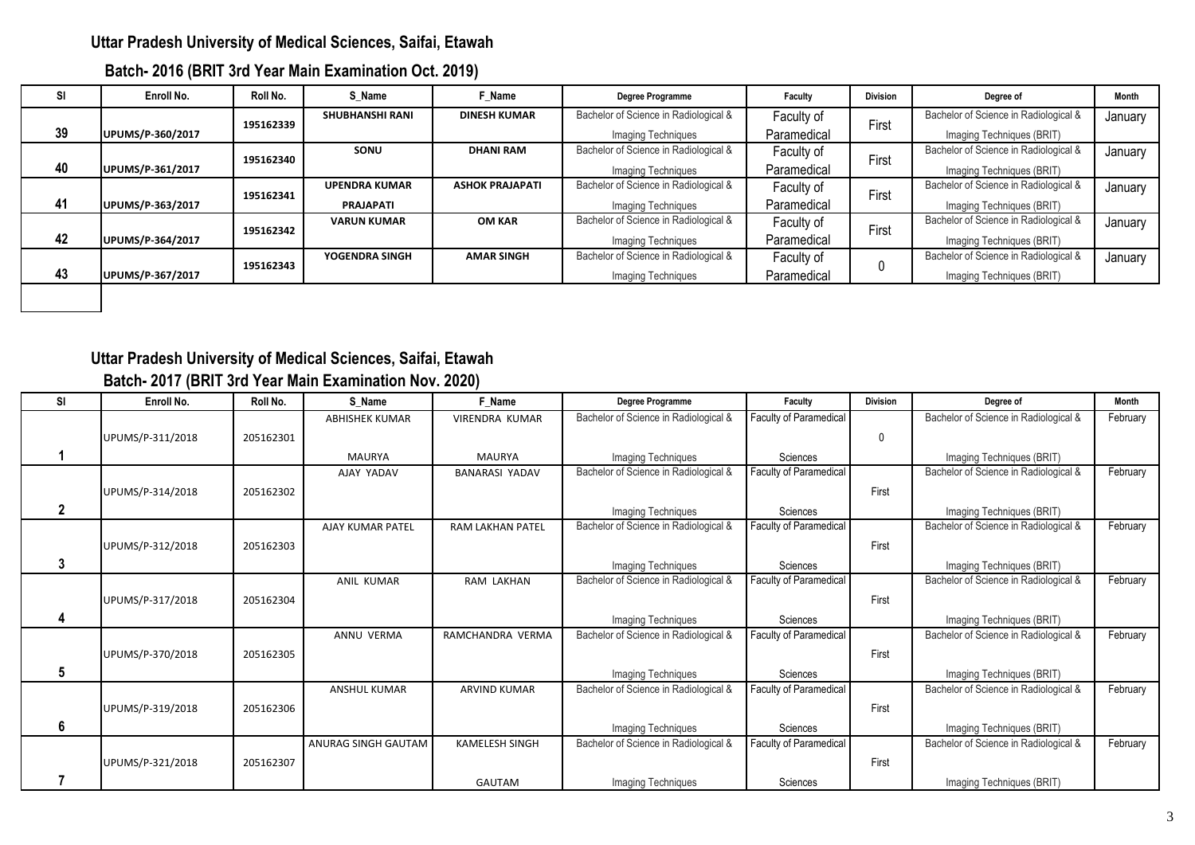## Uttar Pradesh University of Medical Sciences, Saifai, Etawah

### Batch- 2016 (BRIT 3rd Year Main Examination Oct. 2019)

| Sl | Enroll No. | Roll No. | S_Name | F_Name | Degree Programme | Faculty | Division | Degree of | Month |
|---|---|---|---|---|---|---|---|---|---|
| 39 | UPUMS/P-360/2017 | 195162339 | SHUBHANSHI RANI | DINESH KUMAR | Bachelor of Science in Radiological & Imaging Techniques | Faculty of Paramedical | First | Bachelor of Science in Radiological & Imaging Techniques (BRIT) | January |
| 40 | UPUMS/P-361/2017 | 195162340 | SONU | DHANI RAM | Bachelor of Science in Radiological & Imaging Techniques | Faculty of Paramedical | First | Bachelor of Science in Radiological & Imaging Techniques (BRIT) | January |
| 41 | UPUMS/P-363/2017 | 195162341 | UPENDRA KUMAR PRAJAPATI | ASHOK PRAJAPATI | Bachelor of Science in Radiological & Imaging Techniques | Faculty of Paramedical | First | Bachelor of Science in Radiological & Imaging Techniques (BRIT) | January |
| 42 | UPUMS/P-364/2017 | 195162342 | VARUN KUMAR | OM KAR | Bachelor of Science in Radiological & Imaging Techniques | Faculty of Paramedical | First | Bachelor of Science in Radiological & Imaging Techniques (BRIT) | January |
| 43 | UPUMS/P-367/2017 | 195162343 | YOGENDRA SINGH | AMAR SINGH | Bachelor of Science in Radiological & Imaging Techniques | Faculty of Paramedical | 0 | Bachelor of Science in Radiological & Imaging Techniques (BRIT) | January |

## Uttar Pradesh University of Medical Sciences, Saifai, Etawah

### Batch- 2017 (BRIT 3rd Year Main Examination Nov. 2020)

| Sl | Enroll No. | Roll No. | S_Name | F_Name | Degree Programme | Faculty | Division | Degree of | Month |
|---|---|---|---|---|---|---|---|---|---|
| 1 | UPUMS/P-311/2018 | 205162301 | ABHISHEK KUMAR MAURYA | VIRENDRA KUMAR MAURYA | Bachelor of Science in Radiological & Imaging Techniques | Faculty of Paramedical Sciences | 0 | Bachelor of Science in Radiological & Imaging Techniques (BRIT) | February |
| 2 | UPUMS/P-314/2018 | 205162302 | AJAY YADAV | BANARASI YADAV | Bachelor of Science in Radiological & Imaging Techniques | Faculty of Paramedical Sciences | First | Bachelor of Science in Radiological & Imaging Techniques (BRIT) | February |
| 3 | UPUMS/P-312/2018 | 205162303 | AJAY KUMAR PATEL | RAM LAKHAN PATEL | Bachelor of Science in Radiological & Imaging Techniques | Faculty of Paramedical Sciences | First | Bachelor of Science in Radiological & Imaging Techniques (BRIT) | February |
| 4 | UPUMS/P-317/2018 | 205162304 | ANIL KUMAR | RAM LAKHAN | Bachelor of Science in Radiological & Imaging Techniques | Faculty of Paramedical Sciences | First | Bachelor of Science in Radiological & Imaging Techniques (BRIT) | February |
| 5 | UPUMS/P-370/2018 | 205162305 | ANNU VERMA | RAMCHANDRA VERMA | Bachelor of Science in Radiological & Imaging Techniques | Faculty of Paramedical Sciences | First | Bachelor of Science in Radiological & Imaging Techniques (BRIT) | February |
| 6 | UPUMS/P-319/2018 | 205162306 | ANSHUL KUMAR | ARVIND KUMAR | Bachelor of Science in Radiological & Imaging Techniques | Faculty of Paramedical Sciences | First | Bachelor of Science in Radiological & Imaging Techniques (BRIT) | February |
| 7 | UPUMS/P-321/2018 | 205162307 | ANURAG SINGH GAUTAM | KAMELESH SINGH GAUTAM | Bachelor of Science in Radiological & Imaging Techniques | Faculty of Paramedical Sciences | First | Bachelor of Science in Radiological & Imaging Techniques (BRIT) | February |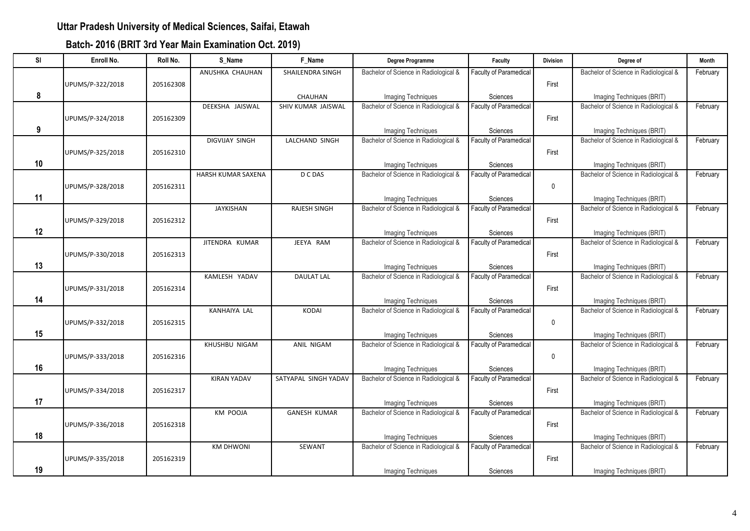## Uttar Pradesh University of Medical Sciences, Saifai, Etawah

## Batch- 2016 (BRIT 3rd Year Main Examination Oct. 2019)

| Sl | Enroll No. | Roll No. | S_Name | F_Name | Degree Programme | Faculty | Division | Degree of | Month |
|---|---|---|---|---|---|---|---|---|---|
| 8 | UPUMS/P-322/2018 | 205162308 | ANUSHKA CHAUHAN | SHAILENDRA SINGH CHAUHAN | Bachelor of Science in Radiological & Imaging Techniques | Faculty of Paramedical Sciences | First | Bachelor of Science in Radiological & Imaging Techniques (BRIT) | February |
| 9 | UPUMS/P-324/2018 | 205162309 | DEEKSHA JAISWAL | SHIV KUMAR JAISWAL | Bachelor of Science in Radiological & Imaging Techniques | Faculty of Paramedical Sciences | First | Bachelor of Science in Radiological & Imaging Techniques (BRIT) | February |
| 10 | UPUMS/P-325/2018 | 205162310 | DIGVIJAY SINGH | LALCHAND SINGH | Bachelor of Science in Radiological & Imaging Techniques | Faculty of Paramedical Sciences | First | Bachelor of Science in Radiological & Imaging Techniques (BRIT) | February |
| 11 | UPUMS/P-328/2018 | 205162311 | HARSH KUMAR SAXENA | D C DAS | Bachelor of Science in Radiological & Imaging Techniques | Faculty of Paramedical Sciences | 0 | Bachelor of Science in Radiological & Imaging Techniques (BRIT) | February |
| 12 | UPUMS/P-329/2018 | 205162312 | JAYKISHAN | RAJESH SINGH | Bachelor of Science in Radiological & Imaging Techniques | Faculty of Paramedical Sciences | First | Bachelor of Science in Radiological & Imaging Techniques (BRIT) | February |
| 13 | UPUMS/P-330/2018 | 205162313 | JITENDRA KUMAR | JEEYA RAM | Bachelor of Science in Radiological & Imaging Techniques | Faculty of Paramedical Sciences | First | Bachelor of Science in Radiological & Imaging Techniques (BRIT) | February |
| 14 | UPUMS/P-331/2018 | 205162314 | KAMLESH YADAV | DAULAT LAL | Bachelor of Science in Radiological & Imaging Techniques | Faculty of Paramedical Sciences | First | Bachelor of Science in Radiological & Imaging Techniques (BRIT) | February |
| 15 | UPUMS/P-332/2018 | 205162315 | KANHAIYA LAL | KODAI | Bachelor of Science in Radiological & Imaging Techniques | Faculty of Paramedical Sciences | 0 | Bachelor of Science in Radiological & Imaging Techniques (BRIT) | February |
| 16 | UPUMS/P-333/2018 | 205162316 | KHUSHBU NIGAM | ANIL NIGAM | Bachelor of Science in Radiological & Imaging Techniques | Faculty of Paramedical Sciences | 0 | Bachelor of Science in Radiological & Imaging Techniques (BRIT) | February |
| 17 | UPUMS/P-334/2018 | 205162317 | KIRAN YADAV | SATYAPAL SINGH YADAV | Bachelor of Science in Radiological & Imaging Techniques | Faculty of Paramedical Sciences | First | Bachelor of Science in Radiological & Imaging Techniques (BRIT) | February |
| 18 | UPUMS/P-336/2018 | 205162318 | KM POOJA | GANESH KUMAR | Bachelor of Science in Radiological & Imaging Techniques | Faculty of Paramedical Sciences | First | Bachelor of Science in Radiological & Imaging Techniques (BRIT) | February |
| 19 | UPUMS/P-335/2018 | 205162319 | KM DHWONI | SEWANT | Bachelor of Science in Radiological & Imaging Techniques | Faculty of Paramedical Sciences | First | Bachelor of Science in Radiological & Imaging Techniques (BRIT) | February |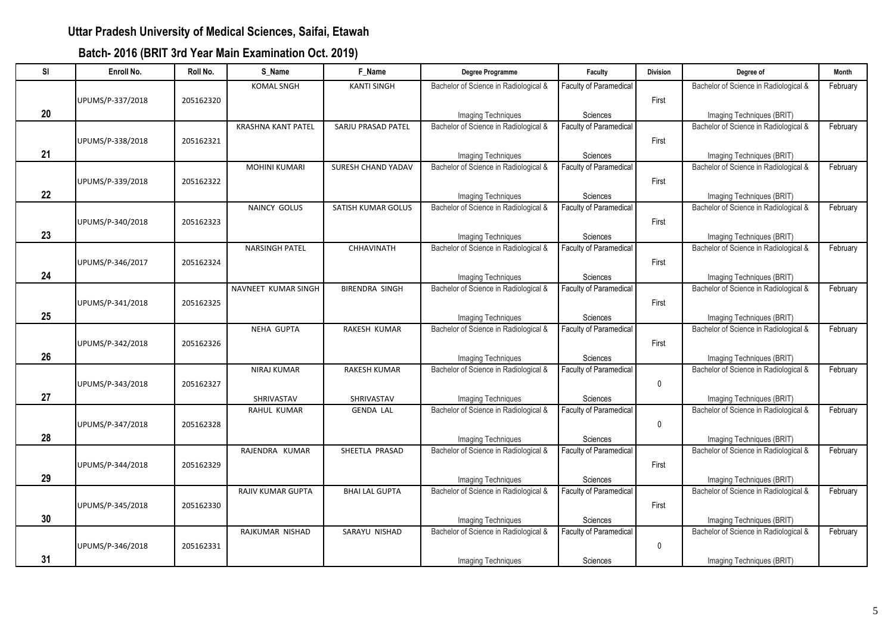## Uttar Pradesh University of Medical Sciences, Saifai, Etawah

### Batch- 2016 (BRIT 3rd Year Main Examination Oct. 2019)

| Sl | Enroll No. | Roll No. | S_Name | F_Name | Degree Programme | Faculty | Division | Degree of | Month |
|---|---|---|---|---|---|---|---|---|---|
| 20 | UPUMS/P-337/2018 | 205162320 | KOMAL SNGH | KANTI SINGH | Bachelor of Science in Radiological & Imaging Techniques | Faculty of Paramedical Sciences | First | Bachelor of Science in Radiological & Imaging Techniques (BRIT) | February |
| 21 | UPUMS/P-338/2018 | 205162321 | KRASHNA KANT PATEL | SARJU PRASAD PATEL | Bachelor of Science in Radiological & Imaging Techniques | Faculty of Paramedical Sciences | First | Bachelor of Science in Radiological & Imaging Techniques (BRIT) | February |
| 22 | UPUMS/P-339/2018 | 205162322 | MOHINI KUMARI | SURESH CHAND YADAV | Bachelor of Science in Radiological & Imaging Techniques | Faculty of Paramedical Sciences | First | Bachelor of Science in Radiological & Imaging Techniques (BRIT) | February |
| 23 | UPUMS/P-340/2018 | 205162323 | NAINCY GOLUS | SATISH KUMAR GOLUS | Bachelor of Science in Radiological & Imaging Techniques | Faculty of Paramedical Sciences | First | Bachelor of Science in Radiological & Imaging Techniques (BRIT) | February |
| 24 | UPUMS/P-346/2017 | 205162324 | NARSINGH PATEL | CHHAVINATH | Bachelor of Science in Radiological & Imaging Techniques | Faculty of Paramedical Sciences | First | Bachelor of Science in Radiological & Imaging Techniques (BRIT) | February |
| 25 | UPUMS/P-341/2018 | 205162325 | NAVNEET KUMAR SINGH | BIRENDRA SINGH | Bachelor of Science in Radiological & Imaging Techniques | Faculty of Paramedical Sciences | First | Bachelor of Science in Radiological & Imaging Techniques (BRIT) | February |
| 26 | UPUMS/P-342/2018 | 205162326 | NEHA GUPTA | RAKESH KUMAR | Bachelor of Science in Radiological & Imaging Techniques | Faculty of Paramedical Sciences | First | Bachelor of Science in Radiological & Imaging Techniques (BRIT) | February |
| 27 | UPUMS/P-343/2018 | 205162327 | NIRAJ KUMAR SHRIVASTAV | RAKESH KUMAR SHRIVASTAV | Bachelor of Science in Radiological & Imaging Techniques | Faculty of Paramedical Sciences | 0 | Bachelor of Science in Radiological & Imaging Techniques (BRIT) | February |
| 28 | UPUMS/P-347/2018 | 205162328 | RAHUL KUMAR | GENDA LAL | Bachelor of Science in Radiological & Imaging Techniques | Faculty of Paramedical Sciences | 0 | Bachelor of Science in Radiological & Imaging Techniques (BRIT) | February |
| 29 | UPUMS/P-344/2018 | 205162329 | RAJENDRA KUMAR | SHEETLA PRASAD | Bachelor of Science in Radiological & Imaging Techniques | Faculty of Paramedical Sciences | First | Bachelor of Science in Radiological & Imaging Techniques (BRIT) | February |
| 30 | UPUMS/P-345/2018 | 205162330 | RAJIV KUMAR GUPTA | BHAI LAL GUPTA | Bachelor of Science in Radiological & Imaging Techniques | Faculty of Paramedical Sciences | First | Bachelor of Science in Radiological & Imaging Techniques (BRIT) | February |
| 31 | UPUMS/P-346/2018 | 205162331 | RAJKUMAR NISHAD | SARAYU NISHAD | Bachelor of Science in Radiological & Imaging Techniques | Faculty of Paramedical Sciences | 0 | Bachelor of Science in Radiological & Imaging Techniques (BRIT) | February |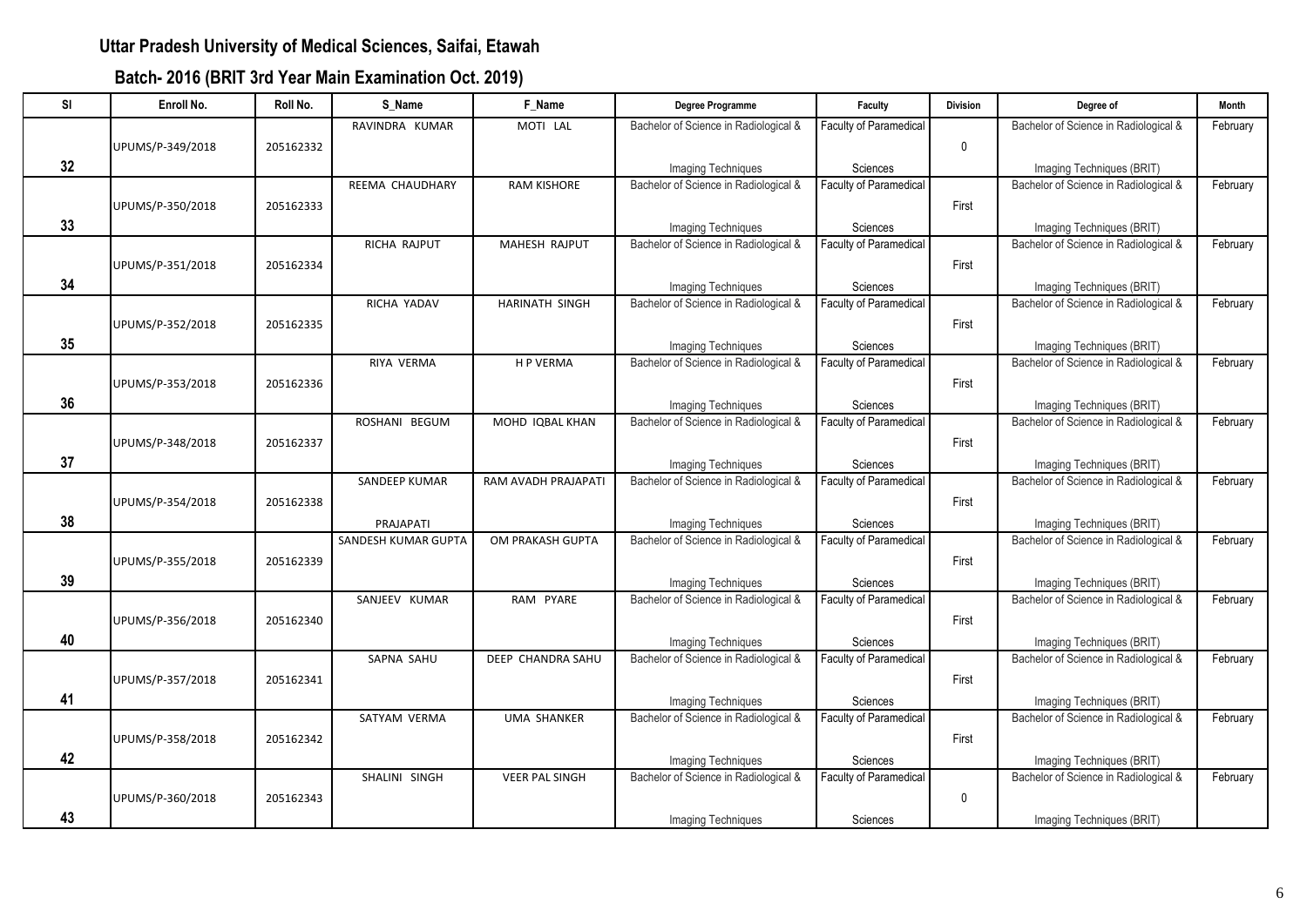# Uttar Pradesh University of Medical Sciences, Saifai, Etawah

## Batch- 2016 (BRIT 3rd Year Main Examination Oct. 2019)

| Sl | Enroll No. | Roll No. | S_Name | F_Name | Degree Programme | Faculty | Division | Degree of | Month |
|---|---|---|---|---|---|---|---|---|---|
| 32 | UPUMS/P-349/2018 | 205162332 | RAVINDRA KUMAR | MOTI LAL | Bachelor of Science in Radiological & Imaging Techniques | Faculty of Paramedical Sciences | 0 | Bachelor of Science in Radiological & Imaging Techniques (BRIT) | February |
| 33 | UPUMS/P-350/2018 | 205162333 | REEMA CHAUDHARY | RAM KISHORE | Bachelor of Science in Radiological & Imaging Techniques | Faculty of Paramedical Sciences | First | Bachelor of Science in Radiological & Imaging Techniques (BRIT) | February |
| 34 | UPUMS/P-351/2018 | 205162334 | RICHA RAJPUT | MAHESH RAJPUT | Bachelor of Science in Radiological & Imaging Techniques | Faculty of Paramedical Sciences | First | Bachelor of Science in Radiological & Imaging Techniques (BRIT) | February |
| 35 | UPUMS/P-352/2018 | 205162335 | RICHA YADAV | HARINATH SINGH | Bachelor of Science in Radiological & Imaging Techniques | Faculty of Paramedical Sciences | First | Bachelor of Science in Radiological & Imaging Techniques (BRIT) | February |
| 36 | UPUMS/P-353/2018 | 205162336 | RIYA VERMA | H P VERMA | Bachelor of Science in Radiological & Imaging Techniques | Faculty of Paramedical Sciences | First | Bachelor of Science in Radiological & Imaging Techniques (BRIT) | February |
| 37 | UPUMS/P-348/2018 | 205162337 | ROSHANI BEGUM | MOHD IQBAL KHAN | Bachelor of Science in Radiological & Imaging Techniques | Faculty of Paramedical Sciences | First | Bachelor of Science in Radiological & Imaging Techniques (BRIT) | February |
| 38 | UPUMS/P-354/2018 | 205162338 | SANDEEP KUMAR PRAJAPATI | RAM AVADH PRAJAPATI | Bachelor of Science in Radiological & Imaging Techniques | Faculty of Paramedical Sciences | First | Bachelor of Science in Radiological & Imaging Techniques (BRIT) | February |
| 39 | UPUMS/P-355/2018 | 205162339 | SANDESH KUMAR GUPTA | OM PRAKASH GUPTA | Bachelor of Science in Radiological & Imaging Techniques | Faculty of Paramedical Sciences | First | Bachelor of Science in Radiological & Imaging Techniques (BRIT) | February |
| 40 | UPUMS/P-356/2018 | 205162340 | SANJEEV KUMAR | RAM PYARE | Bachelor of Science in Radiological & Imaging Techniques | Faculty of Paramedical Sciences | First | Bachelor of Science in Radiological & Imaging Techniques (BRIT) | February |
| 41 | UPUMS/P-357/2018 | 205162341 | SAPNA SAHU | DEEP CHANDRA SAHU | Bachelor of Science in Radiological & Imaging Techniques | Faculty of Paramedical Sciences | First | Bachelor of Science in Radiological & Imaging Techniques (BRIT) | February |
| 42 | UPUMS/P-358/2018 | 205162342 | SATYAM VERMA | UMA SHANKER | Bachelor of Science in Radiological & Imaging Techniques | Faculty of Paramedical Sciences | First | Bachelor of Science in Radiological & Imaging Techniques (BRIT) | February |
| 43 | UPUMS/P-360/2018 | 205162343 | SHALINI SINGH | VEER PAL SINGH | Bachelor of Science in Radiological & Imaging Techniques | Faculty of Paramedical Sciences | 0 | Bachelor of Science in Radiological & Imaging Techniques (BRIT) | February |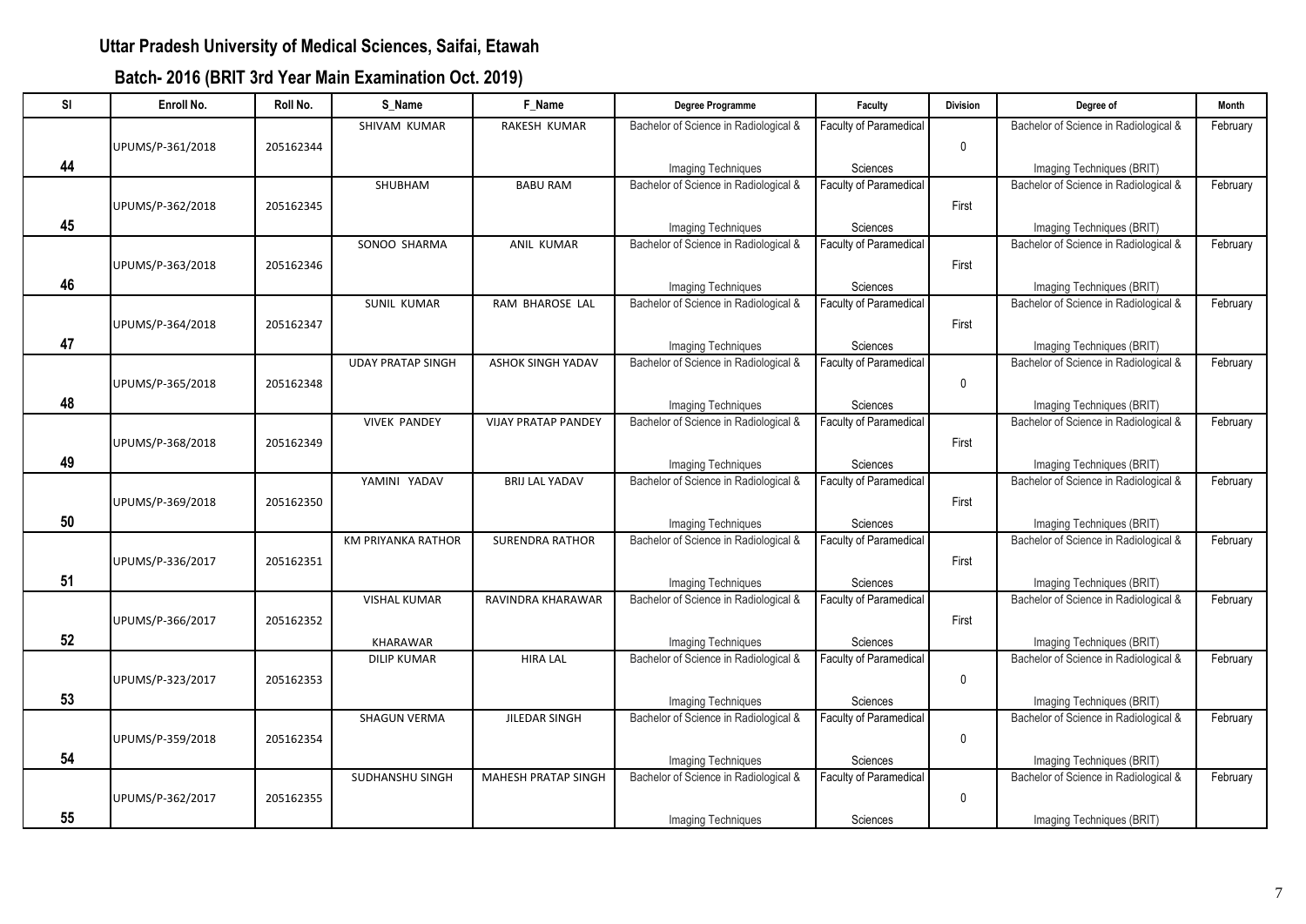## Uttar Pradesh University of Medical Sciences, Saifai, Etawah

### Batch- 2016 (BRIT 3rd Year Main Examination Oct. 2019)

| Sl | Enroll No. | Roll No. | S_Name | F_Name | Degree Programme | Faculty | Division | Degree of | Month |
|---|---|---|---|---|---|---|---|---|---|
| 44 | UPUMS/P-361/2018 | 205162344 | SHIVAM KUMAR | RAKESH KUMAR | Bachelor of Science in Radiological & Imaging Techniques | Faculty of Paramedical Sciences | 0 | Bachelor of Science in Radiological & Imaging Techniques (BRIT) | February |
| 45 | UPUMS/P-362/2018 | 205162345 | SHUBHAM | BABU RAM | Bachelor of Science in Radiological & Imaging Techniques | Faculty of Paramedical Sciences | First | Bachelor of Science in Radiological & Imaging Techniques (BRIT) | February |
| 46 | UPUMS/P-363/2018 | 205162346 | SONOO SHARMA | ANIL KUMAR | Bachelor of Science in Radiological & Imaging Techniques | Faculty of Paramedical Sciences | First | Bachelor of Science in Radiological & Imaging Techniques (BRIT) | February |
| 47 | UPUMS/P-364/2018 | 205162347 | SUNIL KUMAR | RAM BHAROSE LAL | Bachelor of Science in Radiological & Imaging Techniques | Faculty of Paramedical Sciences | First | Bachelor of Science in Radiological & Imaging Techniques (BRIT) | February |
| 48 | UPUMS/P-365/2018 | 205162348 | UDAY PRATAP SINGH | ASHOK SINGH YADAV | Bachelor of Science in Radiological & Imaging Techniques | Faculty of Paramedical Sciences | 0 | Bachelor of Science in Radiological & Imaging Techniques (BRIT) | February |
| 49 | UPUMS/P-368/2018 | 205162349 | VIVEK PANDEY | VIJAY PRATAP PANDEY | Bachelor of Science in Radiological & Imaging Techniques | Faculty of Paramedical Sciences | First | Bachelor of Science in Radiological & Imaging Techniques (BRIT) | February |
| 50 | UPUMS/P-369/2018 | 205162350 | YAMINI YADAV | BRIJ LAL YADAV | Bachelor of Science in Radiological & Imaging Techniques | Faculty of Paramedical Sciences | First | Bachelor of Science in Radiological & Imaging Techniques (BRIT) | February |
| 51 | UPUMS/P-336/2017 | 205162351 | KM PRIYANKA RATHOR | SURENDRA RATHOR | Bachelor of Science in Radiological & Imaging Techniques | Faculty of Paramedical Sciences | First | Bachelor of Science in Radiological & Imaging Techniques (BRIT) | February |
| 52 | UPUMS/P-366/2017 | 205162352 | VISHAL KUMAR KHARAWAR | RAVINDRA KHARAWAR | Bachelor of Science in Radiological & Imaging Techniques | Faculty of Paramedical Sciences | First | Bachelor of Science in Radiological & Imaging Techniques (BRIT) | February |
| 53 | UPUMS/P-323/2017 | 205162353 | DILIP KUMAR | HIRA LAL | Bachelor of Science in Radiological & Imaging Techniques | Faculty of Paramedical Sciences | 0 | Bachelor of Science in Radiological & Imaging Techniques (BRIT) | February |
| 54 | UPUMS/P-359/2018 | 205162354 | SHAGUN VERMA | JILEDAR SINGH | Bachelor of Science in Radiological & Imaging Techniques | Faculty of Paramedical Sciences | 0 | Bachelor of Science in Radiological & Imaging Techniques (BRIT) | February |
| 55 | UPUMS/P-362/2017 | 205162355 | SUDHANSHU SINGH | MAHESH PRATAP SINGH | Bachelor of Science in Radiological & Imaging Techniques | Faculty of Paramedical Sciences | 0 | Bachelor of Science in Radiological & Imaging Techniques (BRIT) | February |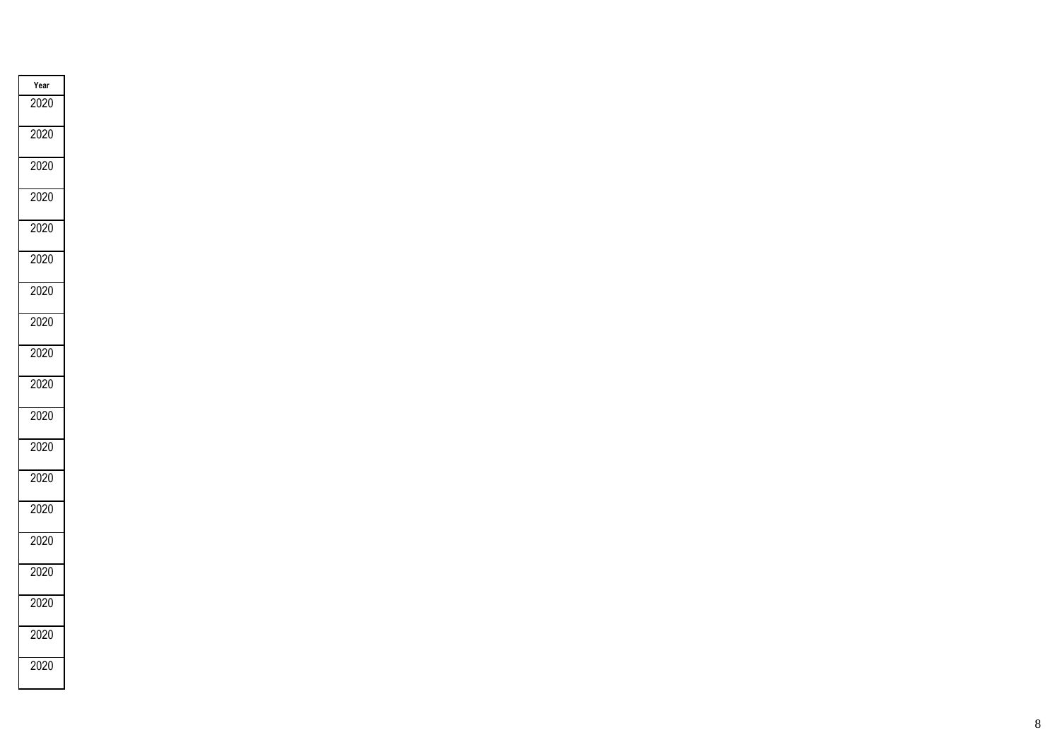| Year |
| --- |
| 2020 |
| 2020 |
| 2020 |
| 2020 |
| 2020 |
| 2020 |
| 2020 |
| 2020 |
| 2020 |
| 2020 |
| 2020 |
| 2020 |
| 2020 |
| 2020 |
| 2020 |
| 2020 |
| 2020 |
| 2020 |
| 2020 |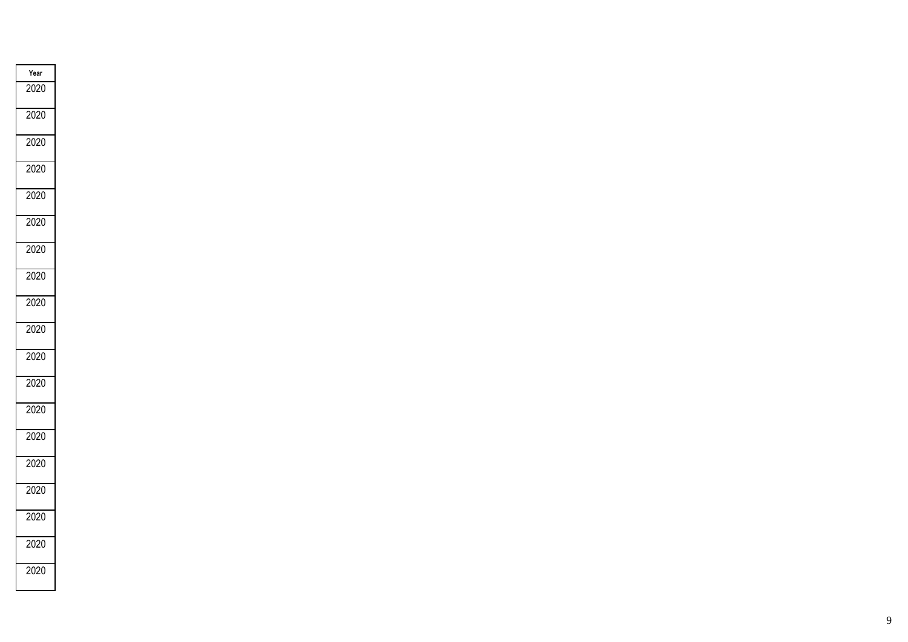| Year |
|---|
| 2020 |
| 2020 |
| 2020 |
| 2020 |
| 2020 |
| 2020 |
| 2020 |
| 2020 |
| 2020 |
| 2020 |
| 2020 |
| 2020 |
| 2020 |
| 2020 |
| 2020 |
| 2020 |
| 2020 |
| 2020 |
| 2020 |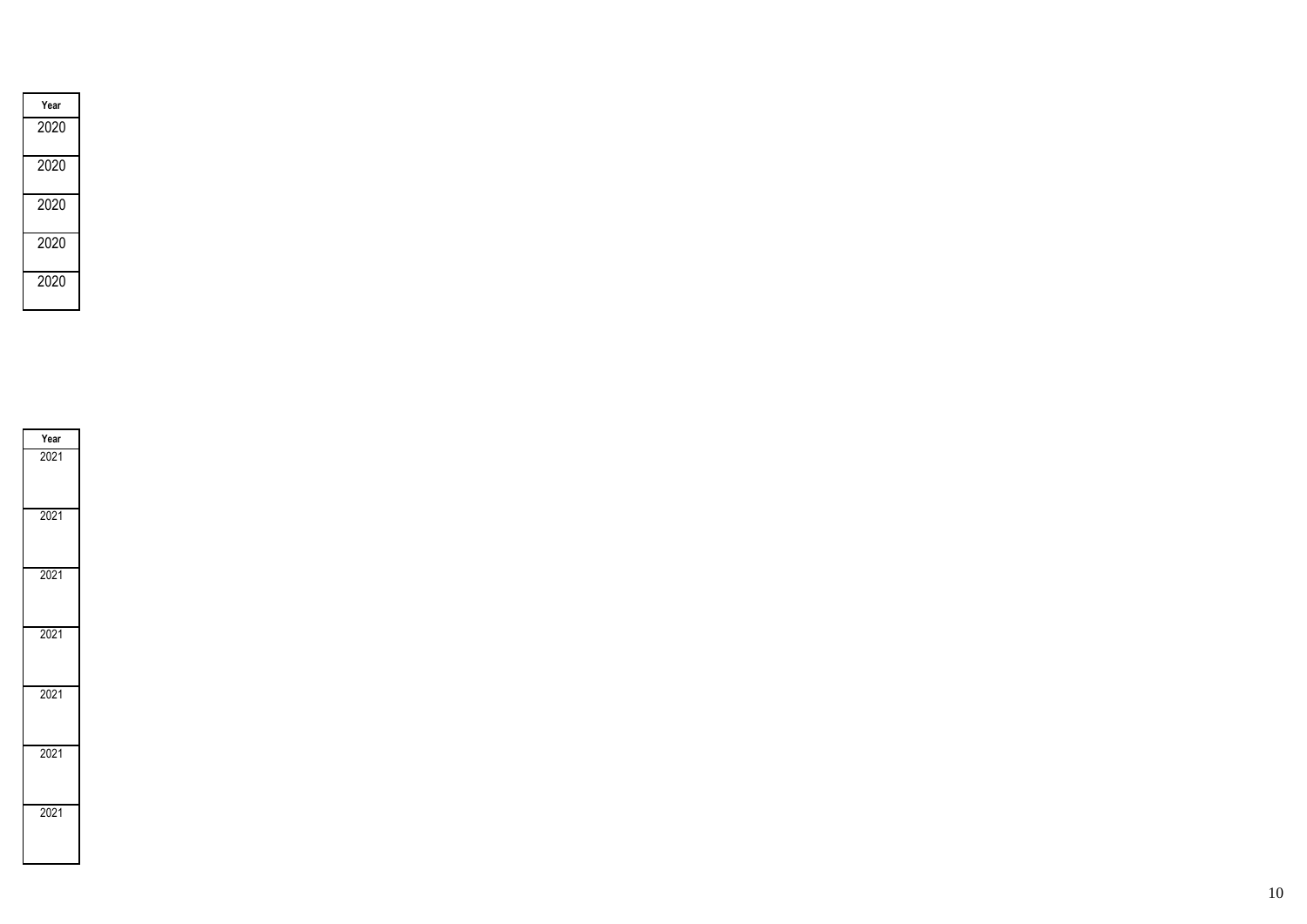| Year |
| --- |
| 2020 |
| 2020 |
| 2020 |
| 2020 |
| 2020 |

| Year |
| --- |
| 2021 |
| 2021 |
| 2021 |
| 2021 |
| 2021 |
| 2021 |
| 2021 |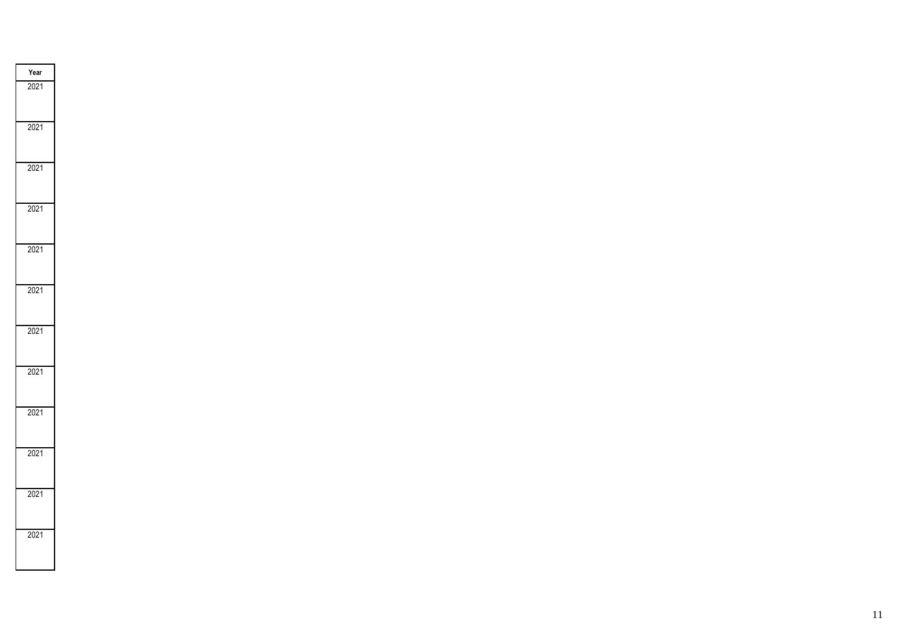| Year |
| --- |
| 2021 |
| 2021 |
| 2021 |
| 2021 |
| 2021 |
| 2021 |
| 2021 |
| 2021 |
| 2021 |
| 2021 |
| 2021 |
| 2021 |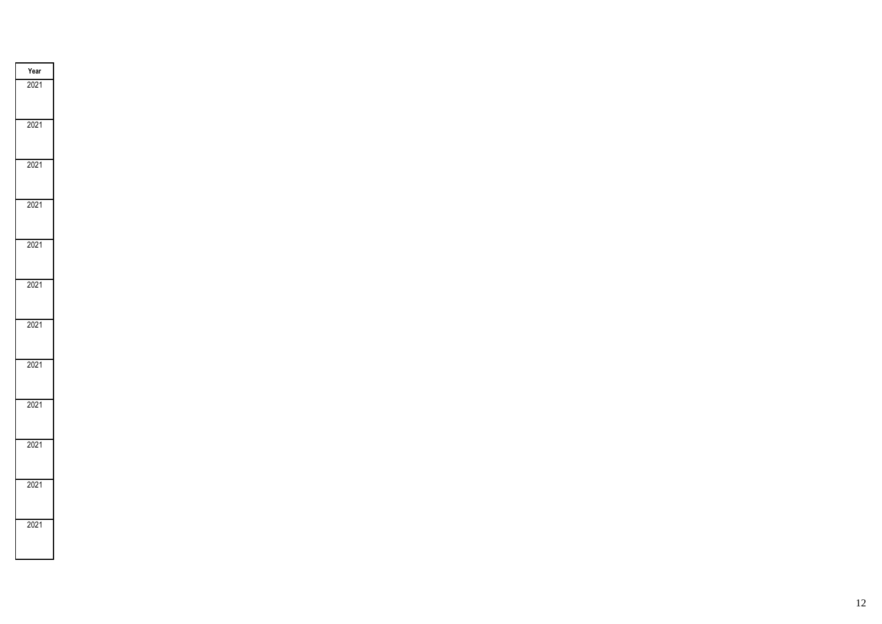| Year |
| --- |
| 2021 |
| 2021 |
| 2021 |
| 2021 |
| 2021 |
| 2021 |
| 2021 |
| 2021 |
| 2021 |
| 2021 |
| 2021 |
| 2021 |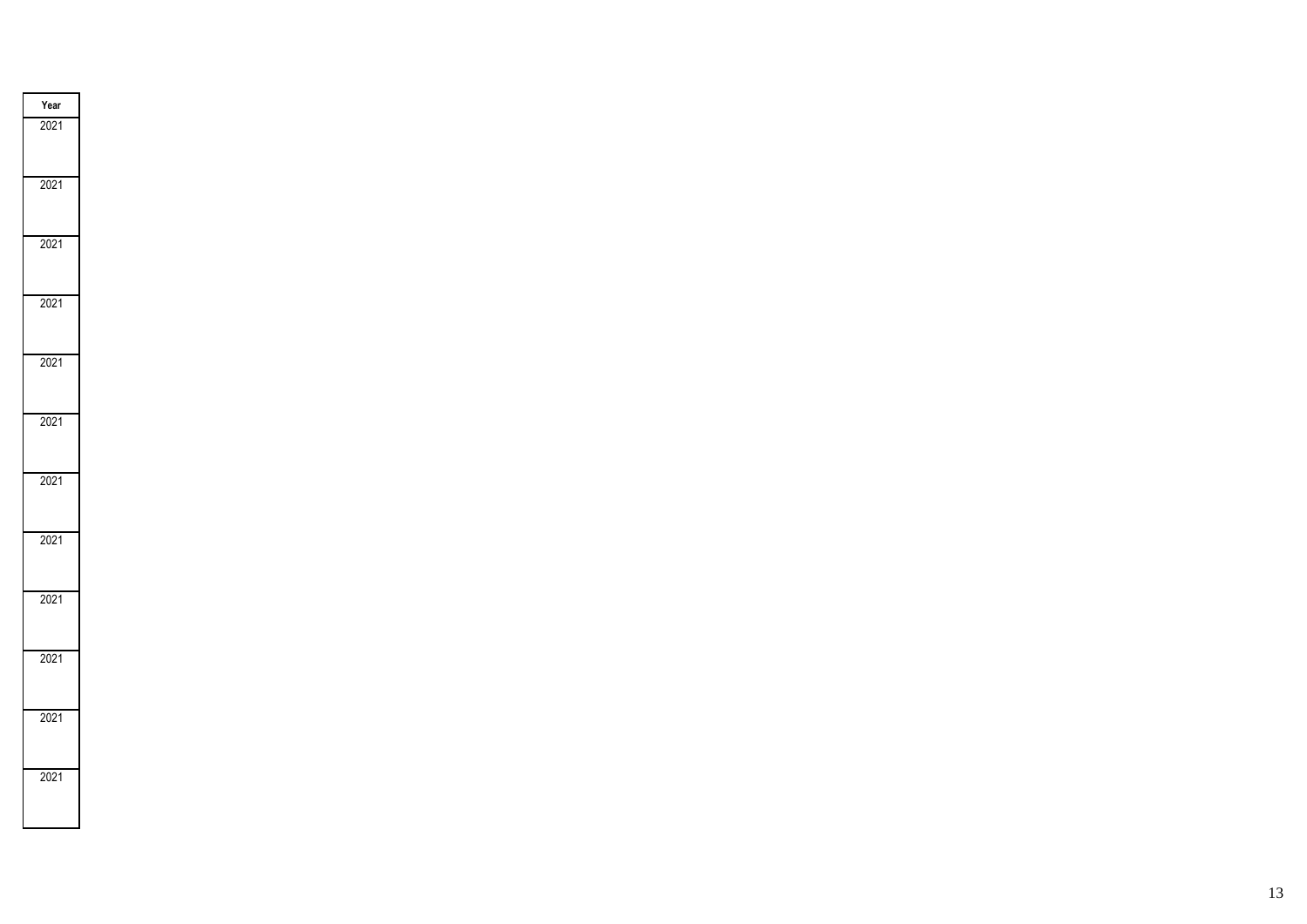| Year |
| --- |
| 2021 |
| 2021 |
| 2021 |
| 2021 |
| 2021 |
| 2021 |
| 2021 |
| 2021 |
| 2021 |
| 2021 |
| 2021 |
| 2021 |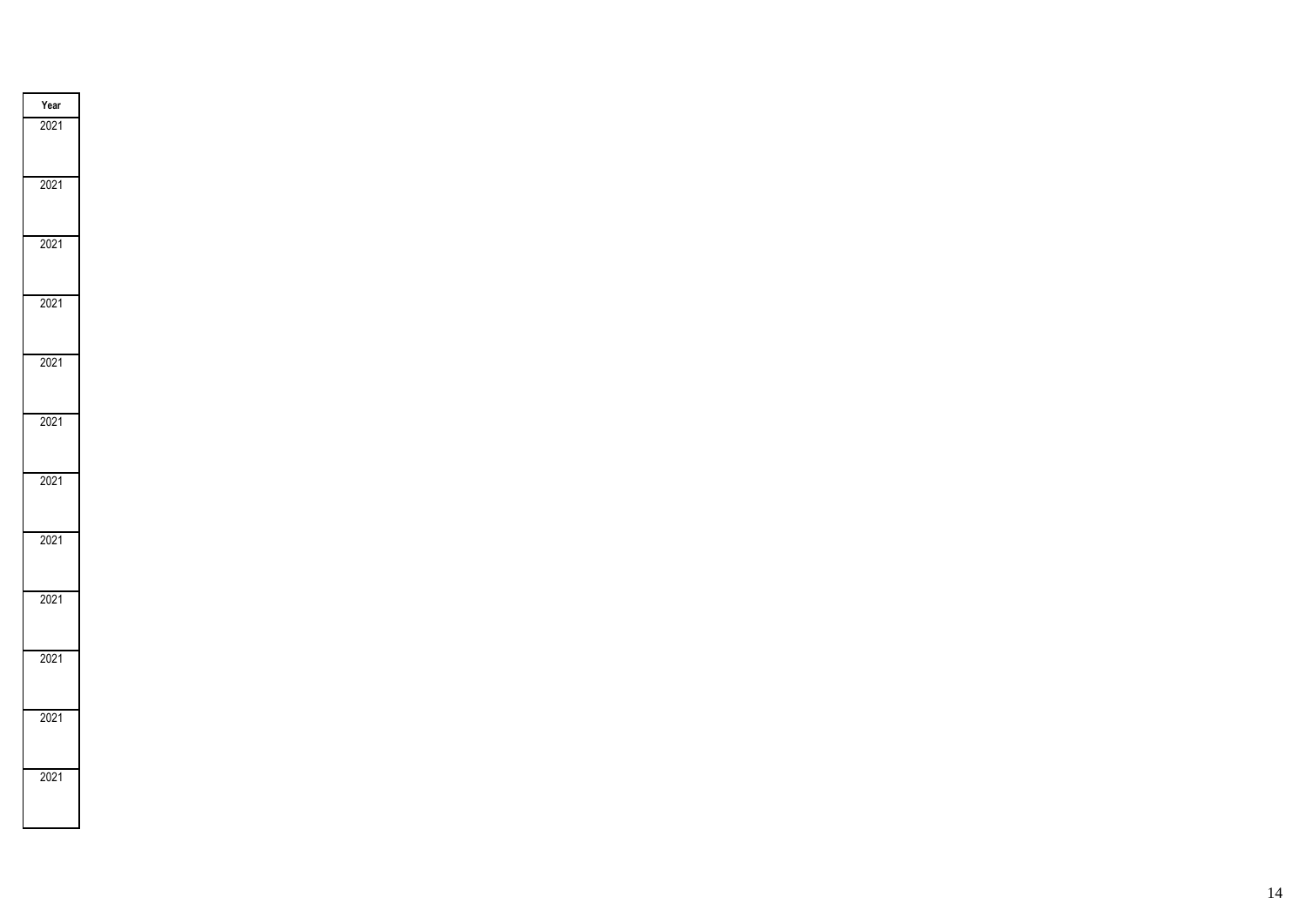| Year |
|---|
| 2021 |
| 2021 |
| 2021 |
| 2021 |
| 2021 |
| 2021 |
| 2021 |
| 2021 |
| 2021 |
| 2021 |
| 2021 |
| 2021 |